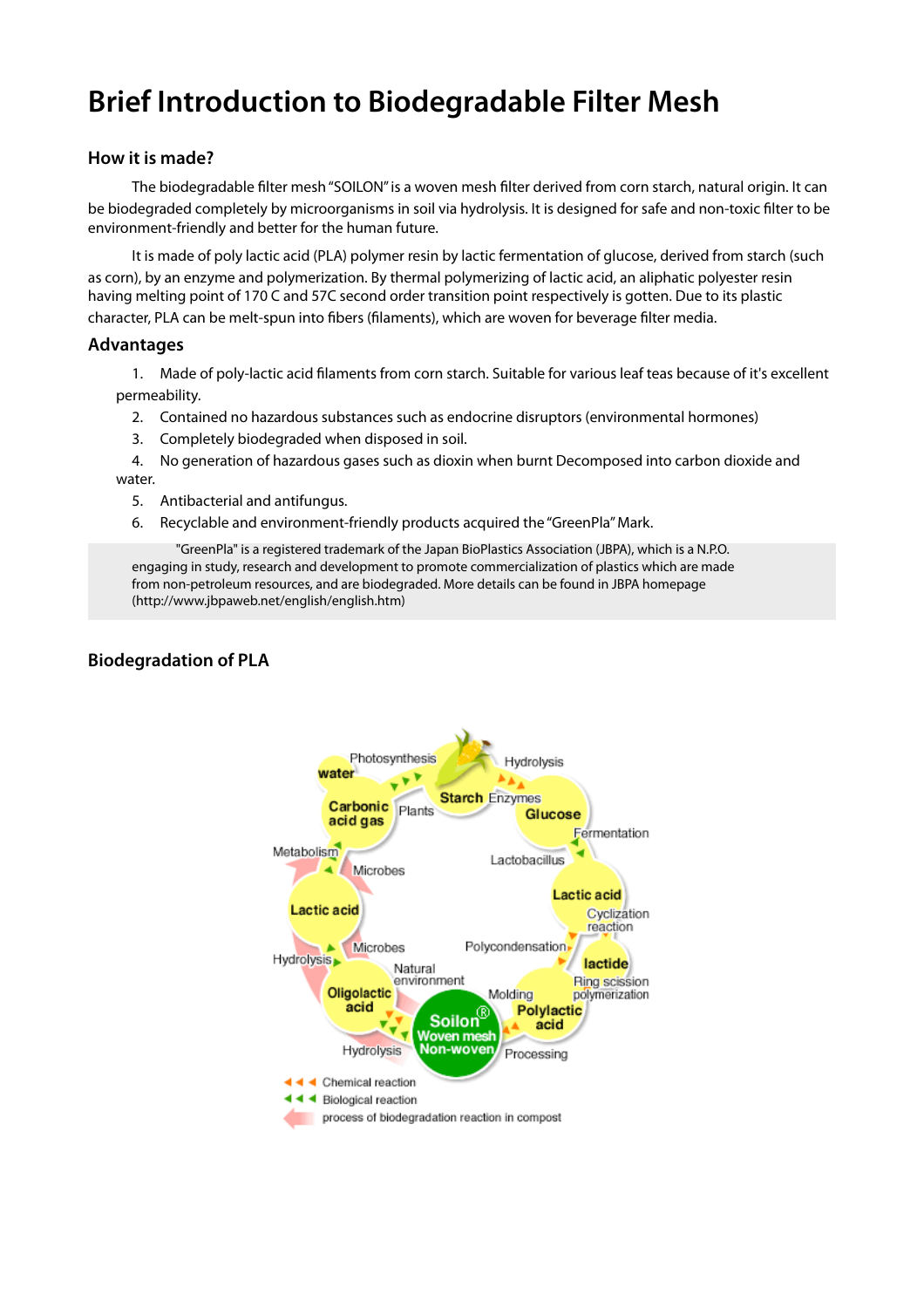# Brief Introduction to Biodegradable Filter Mesh

### How it is made?

The biodegradable filter mesh "SOILON" is a woven mesh filter derived from corn starch, natural origin. It can be biodegraded completely by microorganisms in soil via hydrolysis. It is designed for safe and non-toxic filter to be environment-friendly and better for the human future.

It is made of poly lactic acid (PLA) polymer resin by lactic fermentation of glucose, derived from starch (such as corn), by an enzyme and polymerization. By thermal polymerizing of lactic acid, an aliphatic polyester resin having melting point of 170 C and 57C second order transition point respectively is gotten. Due to its plastic character, PLA can be melt-spun into fibers (filaments), which are woven for beverage filter media.

## Advantages

1. Made of poly-lactic acid filaments from corn starch. Suitable for various leaf teas because of it's excellent permeability.
2. Contained no hazardous substances such as endocrine disruptors (environmental hormones)
3. Completely biodegraded when disposed in soil.
4. No generation of hazardous gases such as dioxin when burnt Decomposed into carbon dioxide and water.
5. Antibacterial and antifungus.
6. Recyclable and environment-friendly products acquired the "GreenPla" Mark.

"GreenPla" is a registered trademark of the Japan BioPlastics Association (JBPA), which is a N.P.O. engaging in study, research and development to promote commercialization of plastics which are made from non-petroleum resources, and are biodegraded. More details can be found in JBPA homepage (http://www.jbpaweb.net/english/english.htm)

### Biodegradation of PLA

Photosynthesis, water, Carbonic acid gas, Plants, Starch, Hydrolysis, Enzymes, Glucose, Fermentation, Lactobacillus, Lactic acid, Cyclization reaction, lactide, Ring scission polymerization, Polylactic acid, Polycondensation, Molding, Processing, Soilon® Woven mesh Non-woven, Natural environment, Hydrolysis, Oligolactic acid, Microbes, Hydrolysis, Lactic acid, Microbes, Metabolism

Chemical reaction
Biological reaction
process of biodegradation reaction in compost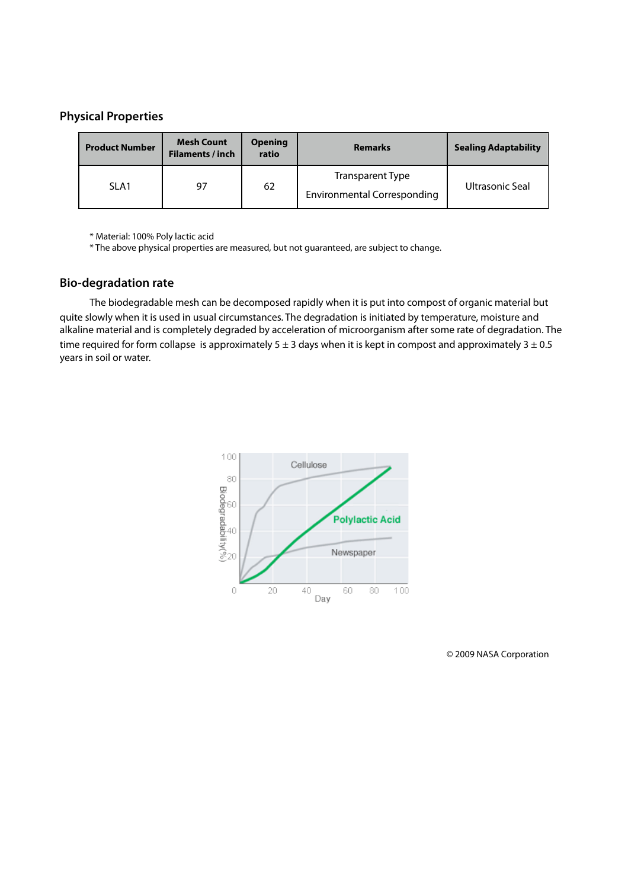## Physical Properties

| Product Number | Mesh Count Filaments / inch | Opening ratio | Remarks | Sealing Adaptability |
|---|---|---|---|---|
| SLA1 | 97 | 62 | Transparent Type<br>Environmental Corresponding | Ultrasonic Seal |

* Material: 100% Poly lactic acid
* The above physical properties are measured, but not guaranteed, are subject to change.

## Bio-degradation rate

The biodegradable mesh can be decomposed rapidly when it is put into compost of organic material but quite slowly when it is used in usual circumstances. The degradation is initiated by temperature, moisture and alkaline material and is completely degraded by acceleration of microorganism after some rate of degradation. The time required for form collapse is approximately 5 ± 3 days when it is kept in compost and approximately 3 ± 0.5 years in soil or water.

Biodegradability(%)
100
80
60
40
20
0
Cellulose
Polylactic Acid
Newspaper
20
40
60
80
100
Day

© 2009 NASA Corporation